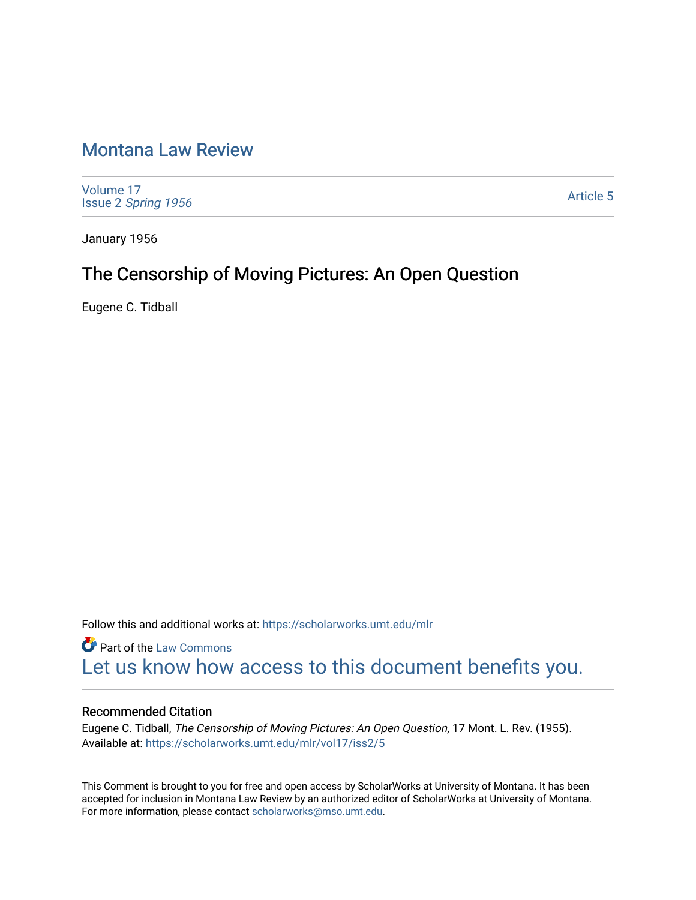# Montana Law Review

Volume 17
Issue 2 *Spring 1956*

Article 5

January 1956

## The Censorship of Moving Pictures: An Open Question

Eugene C. Tidball

Follow this and additional works at: https://scholarworks.umt.edu/mlr

Part of the Law Commons

Let us know how access to this document benefits you.

### Recommended Citation

Eugene C. Tidball, *The Censorship of Moving Pictures: An Open Question,* 17 Mont. L. Rev. (1955).
Available at: https://scholarworks.umt.edu/mlr/vol17/iss2/5

This Comment is brought to you for free and open access by ScholarWorks at University of Montana. It has been accepted for inclusion in Montana Law Review by an authorized editor of ScholarWorks at University of Montana. For more information, please contact scholarworks@mso.umt.edu.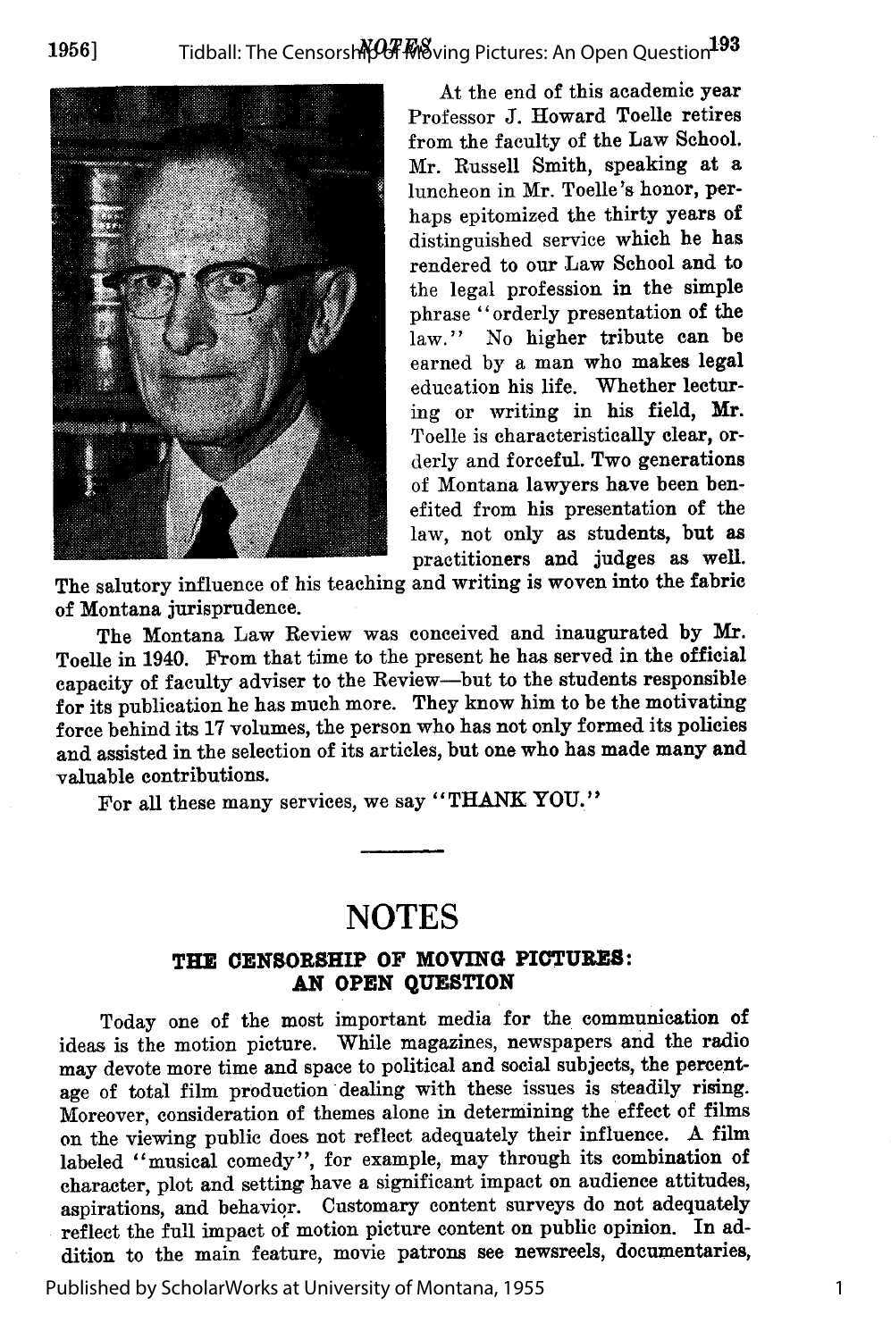At the end of this academic year Professor J. Howard Toelle retires from the faculty of the Law School. Mr. Russell Smith, speaking at a luncheon in Mr. Toelle's honor, perhaps epitomized the thirty years of distinguished service which he has rendered to our Law School and to the legal profession in the simple phrase "orderly presentation of the law." No higher tribute can be earned by a man who makes legal education his life. Whether lecturing or writing in his field, Mr. Toelle is characteristically clear, orderly and forceful. Two generations of Montana lawyers have been benefited from his presentation of the law, not only as students, but as practitioners and judges as well. The salutory influence of his teaching and writing is woven into the fabric of Montana jurisprudence.

The Montana Law Review was conceived and inaugurated by Mr. Toelle in 1940. From that time to the present he has served in the official capacity of faculty adviser to the Review—but to the students responsible for its publication he has much more. They know him to be the motivating force behind its 17 volumes, the person who has not only formed its policies and assisted in the selection of its articles, but one who has made many and valuable contributions.

For all these many services, we say "THANK YOU."

# NOTES

## THE CENSORSHIP OF MOVING PICTURES: AN OPEN QUESTION

Today one of the most important media for the communication of ideas is the motion picture. While magazines, newspapers and the radio may devote more time and space to political and social subjects, the percentage of total film production dealing with these issues is steadily rising. Moreover, consideration of themes alone in determining the effect of films on the viewing public does not reflect adequately their influence. A film labeled "musical comedy", for example, may through its combination of character, plot and setting have a significant impact on audience attitudes, aspirations, and behavior. Customary content surveys do not adequately reflect the full impact of motion picture content on public opinion. In addition to the main feature, movie patrons see newsreels, documentaries,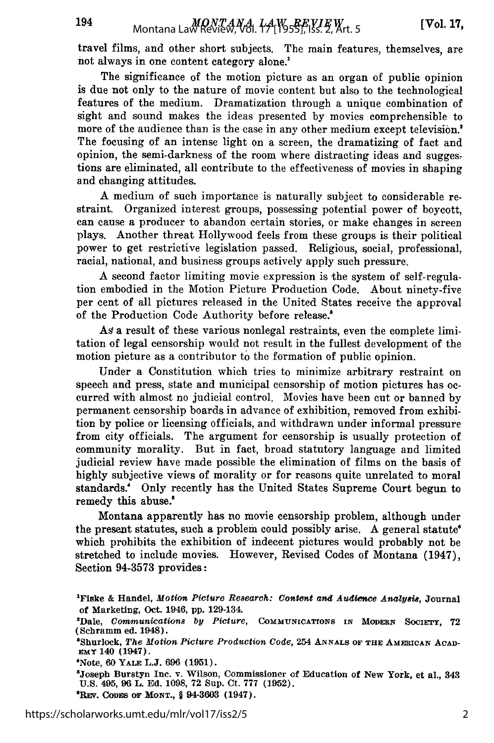travel films, and other short subjects. The main features, themselves, are not always in one content category alone.[1]

The significance of the motion picture as an organ of public opinion is due not only to the nature of movie content but also to the technological features of the medium. Dramatization through a unique combination of sight and sound makes the ideas presented by movies comprehensible to more of the audience than is the case in any other medium except television.[2] The focusing of an intense light on a screen, the dramatizing of fact and opinion, the semi-darkness of the room where distracting ideas and suggestions are eliminated, all contribute to the effectiveness of movies in shaping and changing attitudes.

A medium of such importance is naturally subject to considerable restraint. Organized interest groups, possessing potential power of boycott, can cause a producer to abandon certain stories, or make changes in screen plays. Another threat Hollywood feels from these groups is their political power to get restrictive legislation passed. Religious, social, professional, racial, national, and business groups actively apply such pressure.

A second factor limiting movie expression is the system of self-regulation embodied in the Motion Picture Production Code. About ninety-five per cent of all pictures released in the United States receive the approval of the Production Code Authority before release.[3]

As a result of these various nonlegal restraints, even the complete limitation of legal censorship would not result in the fullest development of the motion picture as a contributor to the formation of public opinion.

Under a Constitution which tries to minimize arbitrary restraint on speech and press, state and municipal censorship of motion pictures has occurred with almost no judicial control. Movies have been cut or banned by permanent censorship boards in advance of exhibition, removed from exhibition by police or licensing officials, and withdrawn under informal pressure from city officials. The argument for censorship is usually protection of community morality. But in fact, broad statutory language and limited judicial review have made possible the elimination of films on the basis of highly subjective views of morality or for reasons quite unrelated to moral standards.[4] Only recently has the United States Supreme Court begun to remedy this abuse.[5]

Montana apparently has no movie censorship problem, although under the present statutes, such a problem could possibly arise. A general statute[6] which prohibits the exhibition of indecent pictures would probably not be stretched to include movies. However, Revised Codes of Montana (1947), Section 94-3573 provides:

---

[1] Fiske & Handel, *Motion Picture Research: Content and Audience Analysis*, Journal of Marketing, Oct. 1946, pp. 129-134.

[2] Dale, *Communications by Picture*, COMMUNICATIONS IN MODERN SOCIETY, 72 (Schramm ed. 1948).

[3] Shurlock, *The Motion Picture Production Code*, 254 ANNALS OF THE AMERICAN ACADEMY 140 (1947).

[4] Note, 60 YALE L.J. 696 (1951).

[5] Joseph Burstyn Inc. v. Wilson, Commissioner of Education of New York, et al., 343 U.S. 495, 96 L. Ed. 1098, 72 Sup. Ct. 777 (1952).

[6] REV. CODES OF MONT., § 94-3603 (1947).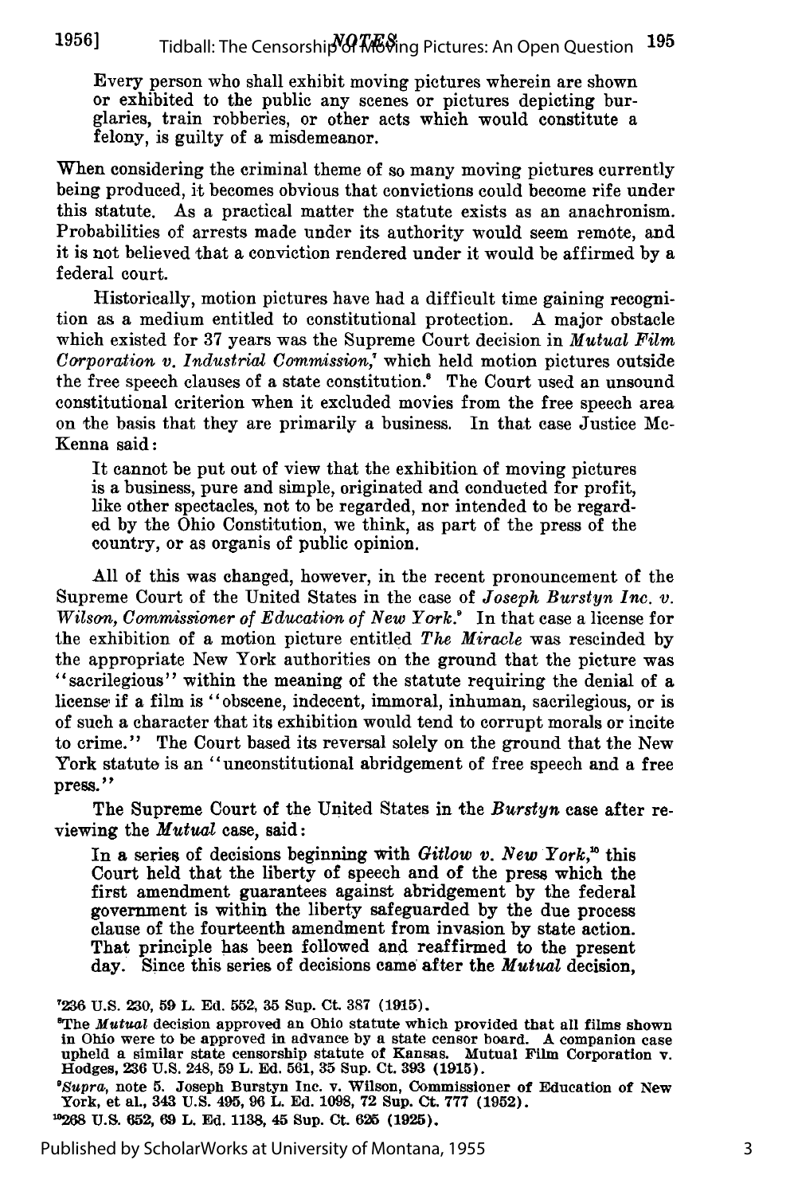Every person who shall exhibit moving pictures wherein are shown or exhibited to the public any scenes or pictures depicting burglaries, train robberies, or other acts which would constitute a felony, is guilty of a misdemeanor.

When considering the criminal theme of so many moving pictures currently being produced, it becomes obvious that convictions could become rife under this statute. As a practical matter the statute exists as an anachronism. Probabilities of arrests made under its authority would seem remote, and it is not believed that a conviction rendered under it would be affirmed by a federal court.

Historically, motion pictures have had a difficult time gaining recognition as a medium entitled to constitutional protection. A major obstacle which existed for 37 years was the Supreme Court decision in *Mutual Film Corporation v. Industrial Commission*,[7] which held motion pictures outside the free speech clauses of a state constitution.[8] The Court used an unsound constitutional criterion when it excluded movies from the free speech area on the basis that they are primarily a business. In that case Justice McKenna said:

> It cannot be put out of view that the exhibition of moving pictures is a business, pure and simple, originated and conducted for profit, like other spectacles, not to be regarded, nor intended to be regarded by the Ohio Constitution, we think, as part of the press of the country, or as organis of public opinion.

All of this was changed, however, in the recent pronouncement of the Supreme Court of the United States in the case of *Joseph Burstyn Inc. v. Wilson, Commissioner of Education of New York*.[9] In that case a license for the exhibition of a motion picture entitled *The Miracle* was rescinded by the appropriate New York authorities on the ground that the picture was "sacrilegious" within the meaning of the statute requiring the denial of a license if a film is "obscene, indecent, immoral, inhuman, sacrilegious, or is of such a character that its exhibition would tend to corrupt morals or incite to crime." The Court based its reversal solely on the ground that the New York statute is an "unconstitutional abridgement of free speech and a free press."

The Supreme Court of the United States in the *Burstyn* case after reviewing the *Mutual* case, said:

> In a series of decisions beginning with *Gitlow v. New York*,[10] this Court held that the liberty of speech and of the press which the first amendment guarantees against abridgement by the federal government is within the liberty safeguarded by the due process clause of the fourteenth amendment from invasion by state action. That principle has been followed and reaffirmed to the present day. Since this series of decisions came after the *Mutual* decision,

[7] 236 U.S. 230, 59 L. Ed. 552, 35 Sup. Ct. 387 (1915).

[8] The *Mutual* decision approved an Ohio statute which provided that all films shown in Ohio were to be approved in advance by a state censor board. A companion case upheld a similar state censorship statute of Kansas. Mutual Film Corporation v. Hodges, 236 U.S. 248, 59 L. Ed. 561, 35 Sup. Ct. 393 (1915).

[9] *Supra*, note 5. Joseph Burstyn Inc. v. Wilson, Commissioner of Education of New York, et al., 343 U.S. 495, 96 L. Ed. 1098, 72 Sup. Ct. 777 (1952).

[10] 268 U.S. 652, 69 L. Ed. 1138, 45 Sup. Ct. 625 (1925).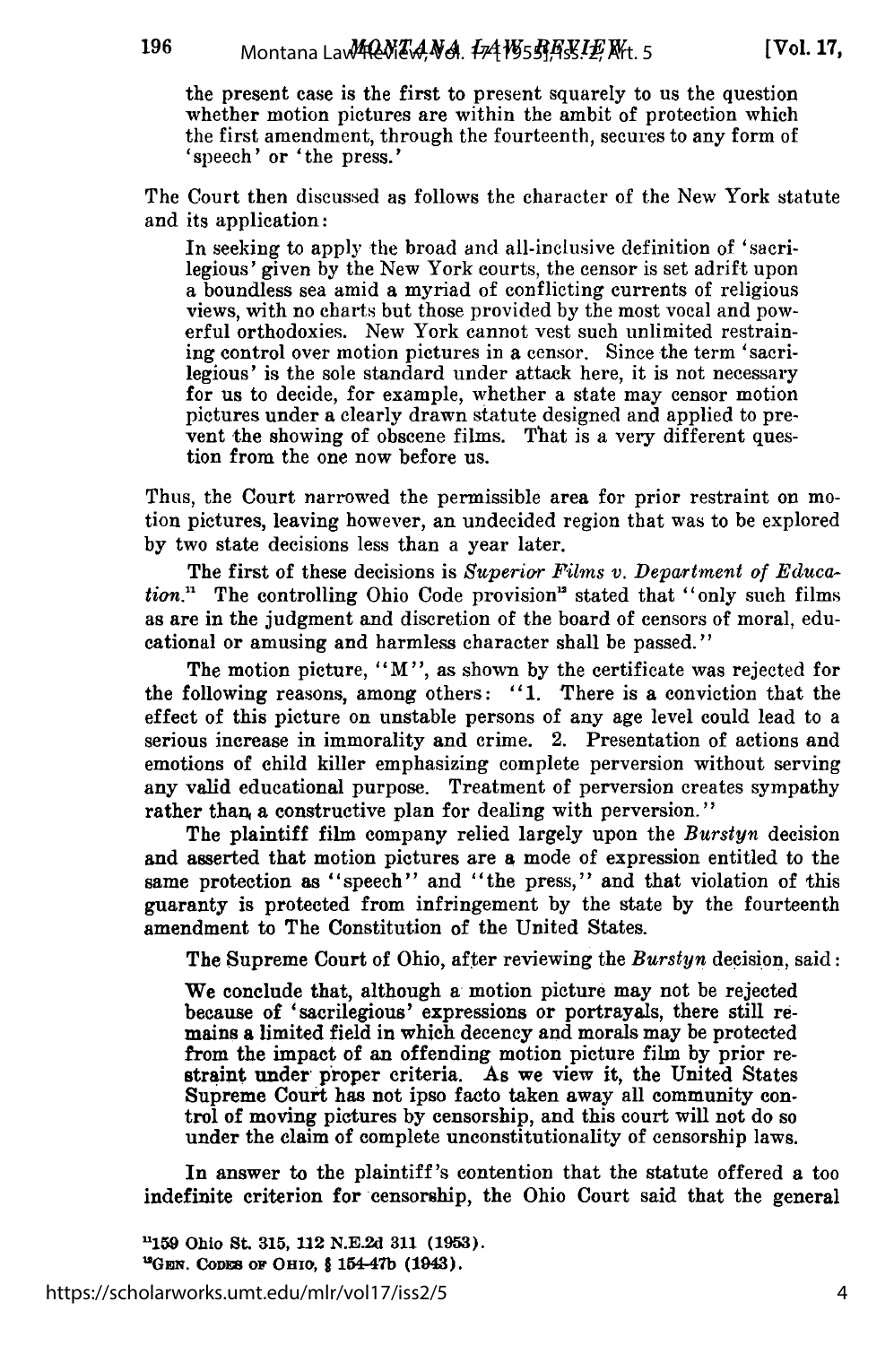the present case is the first to present squarely to us the question whether motion pictures are within the ambit of protection which the first amendment, through the fourteenth, secures to any form of 'speech' or 'the press.'

The Court then discussed as follows the character of the New York statute and its application:

> In seeking to apply the broad and all-inclusive definition of 'sacrilegious' given by the New York courts, the censor is set adrift upon a boundless sea amid a myriad of conflicting currents of religious views, with no charts but those provided by the most vocal and powerful orthodoxies. New York cannot vest such unlimited restraining control over motion pictures in a censor. Since the term 'sacrilegious' is the sole standard under attack here, it is not necessary for us to decide, for example, whether a state may censor motion pictures under a clearly drawn statute designed and applied to prevent the showing of obscene films. That is a very different question from the one now before us.

Thus, the Court narrowed the permissible area for prior restraint on motion pictures, leaving however, an undecided region that was to be explored by two state decisions less than a year later.

The first of these decisions is *Superior Films v. Department of Education.*[11] The controlling Ohio Code provision[12] stated that "only such films as are in the judgment and discretion of the board of censors of moral, educational or amusing and harmless character shall be passed."

The motion picture, "M", as shown by the certificate was rejected for the following reasons, among others: "1. There is a conviction that the effect of this picture on unstable persons of any age level could lead to a serious increase in immorality and crime. 2. Presentation of actions and emotions of child killer emphasizing complete perversion without serving any valid educational purpose. Treatment of perversion creates sympathy rather than a constructive plan for dealing with perversion."

The plaintiff film company relied largely upon the *Burstyn* decision and asserted that motion pictures are a mode of expression entitled to the same protection as "speech" and "the press," and that violation of this guaranty is protected from infringement by the state by the fourteenth amendment to The Constitution of the United States.

The Supreme Court of Ohio, after reviewing the *Burstyn* decision, said:

> We conclude that, although a motion picture may not be rejected because of 'sacrilegious' expressions or portrayals, there still remains a limited field in which decency and morals may be protected from the impact of an offending motion picture film by prior restraint under proper criteria. As we view it, the United States Supreme Court has not ipso facto taken away all community control of moving pictures by censorship, and this court will not do so under the claim of complete unconstitutionality of censorship laws.

In answer to the plaintiff's contention that the statute offered a too indefinite criterion for censorship, the Ohio Court said that the general

[11] 159 Ohio St. 315, 112 N.E.2d 311 (1953).
[12] GEN. CODES OF OHIO, § 154-47b (1943).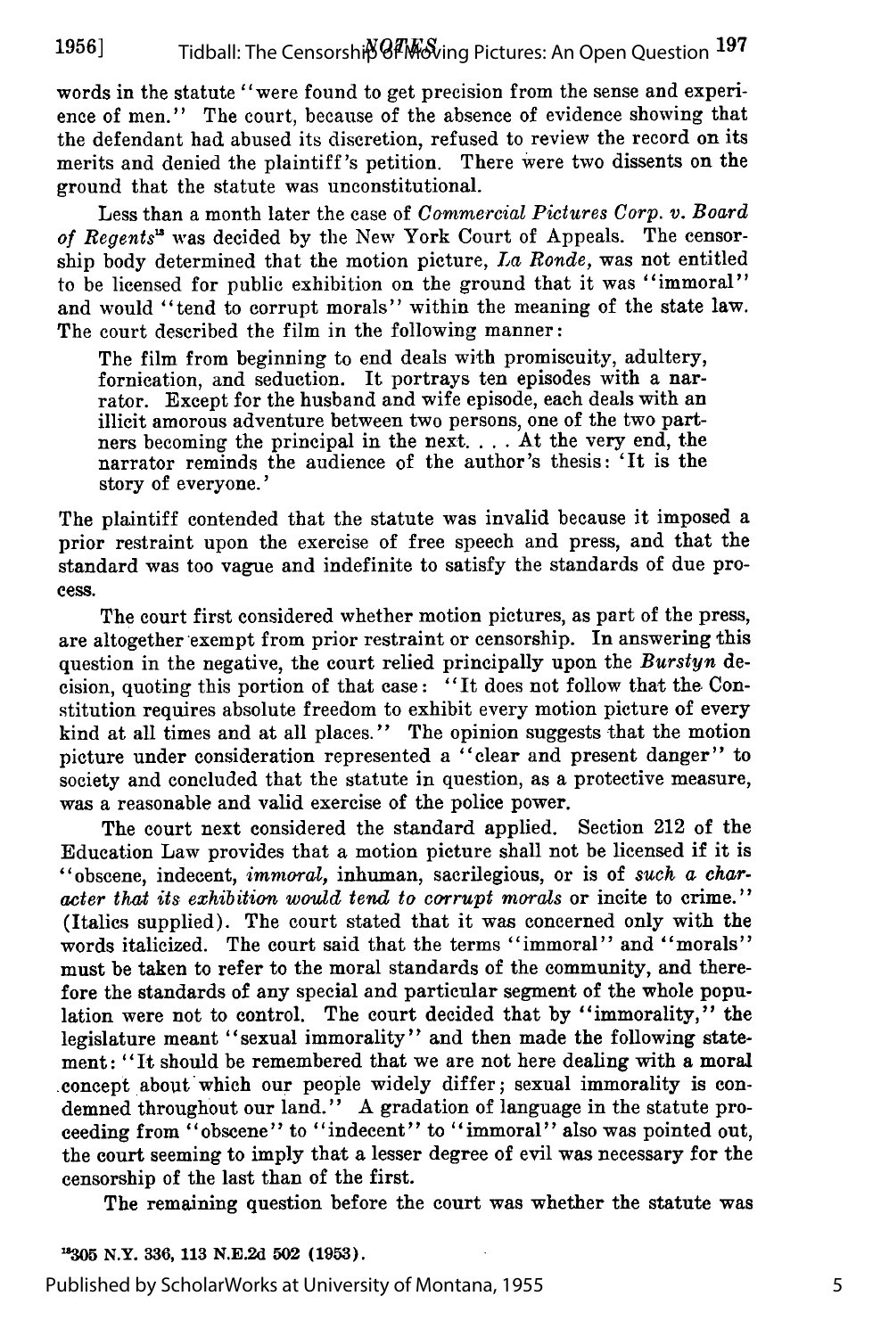words in the statute "were found to get precision from the sense and experience of men." The court, because of the absence of evidence showing that the defendant had abused its discretion, refused to review the record on its merits and denied the plaintiff's petition. There were two dissents on the ground that the statute was unconstitutional.

Less than a month later the case of *Commercial Pictures Corp. v. Board of Regents*[13] was decided by the New York Court of Appeals. The censorship body determined that the motion picture, *La Ronde,* was not entitled to be licensed for public exhibition on the ground that it was "immoral" and would "tend to corrupt morals" within the meaning of the state law. The court described the film in the following manner:

> The film from beginning to end deals with promiscuity, adultery, fornication, and seduction. It portrays ten episodes with a narrator. Except for the husband and wife episode, each deals with an illicit amorous adventure between two persons, one of the two partners becoming the principal in the next. . . . At the very end, the narrator reminds the audience of the author's thesis: 'It is the story of everyone.'

The plaintiff contended that the statute was invalid because it imposed a prior restraint upon the exercise of free speech and press, and that the standard was too vague and indefinite to satisfy the standards of due process.

The court first considered whether motion pictures, as part of the press, are altogether exempt from prior restraint or censorship. In answering this question in the negative, the court relied principally upon the *Burstyn* decision, quoting this portion of that case: "It does not follow that the Constitution requires absolute freedom to exhibit every motion picture of every kind at all times and at all places." The opinion suggests that the motion picture under consideration represented a "clear and present danger" to society and concluded that the statute in question, as a protective measure, was a reasonable and valid exercise of the police power.

The court next considered the standard applied. Section 212 of the Education Law provides that a motion picture shall not be licensed if it is "obscene, indecent, *immoral,* inhuman, sacrilegious, or is of *such a character that its exhibition would tend to corrupt morals* or incite to crime." (Italics supplied). The court stated that it was concerned only with the words italicized. The court said that the terms "immoral" and "morals" must be taken to refer to the moral standards of the community, and therefore the standards of any special and particular segment of the whole population were not to control. The court decided that by "immorality," the legislature meant "sexual immorality" and then made the following statement: "It should be remembered that we are not here dealing with a moral concept about which our people widely differ; sexual immorality is condemned throughout our land." A gradation of language in the statute proceeding from "obscene" to "indecent" to "immoral" also was pointed out, the court seeming to imply that a lesser degree of evil was necessary for the censorship of the last than of the first.

The remaining question before the court was whether the statute was

[13] 305 N.Y. 336, 113 N.E.2d 502 (1953).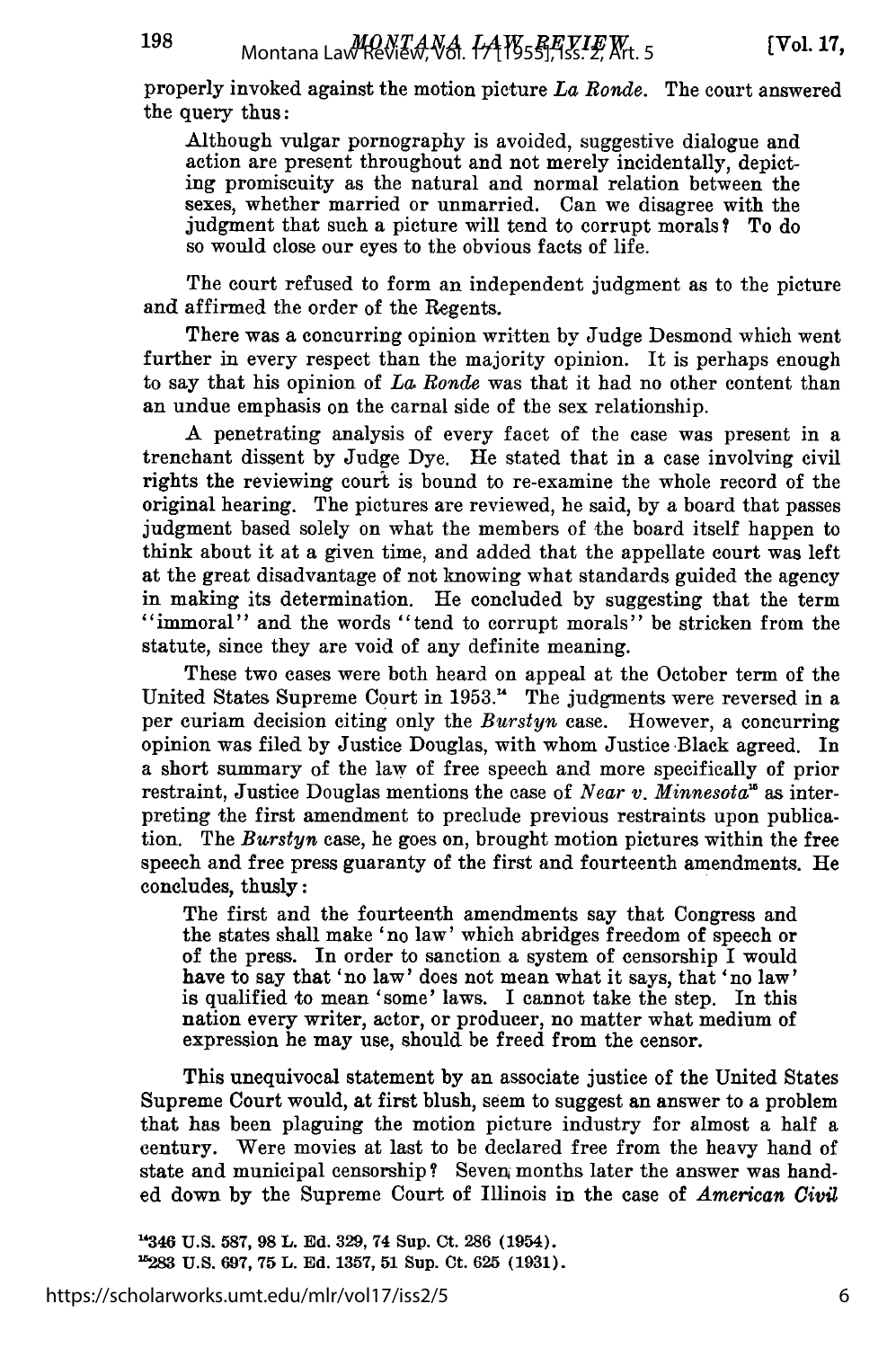properly invoked against the motion picture *La Ronde*. The court answered the query thus:

> Although vulgar pornography is avoided, suggestive dialogue and action are present throughout and not merely incidentally, depicting promiscuity as the natural and normal relation between the sexes, whether married or unmarried. Can we disagree with the judgment that such a picture will tend to corrupt morals? To do so would close our eyes to the obvious facts of life.

The court refused to form an independent judgment as to the picture and affirmed the order of the Regents.

There was a concurring opinion written by Judge Desmond which went further in every respect than the majority opinion. It is perhaps enough to say that his opinion of *La Ronde* was that it had no other content than an undue emphasis on the carnal side of the sex relationship.

A penetrating analysis of every facet of the case was present in a trenchant dissent by Judge Dye. He stated that in a case involving civil rights the reviewing court is bound to re-examine the whole record of the original hearing. The pictures are reviewed, he said, by a board that passes judgment based solely on what the members of the board itself happen to think about it at a given time, and added that the appellate court was left at the great disadvantage of not knowing what standards guided the agency in making its determination. He concluded by suggesting that the term "immoral" and the words "tend to corrupt morals" be stricken from the statute, since they are void of any definite meaning.

These two cases were both heard on appeal at the October term of the United States Supreme Court in 1953.[14] The judgments were reversed in a per curiam decision citing only the *Burstyn* case. However, a concurring opinion was filed by Justice Douglas, with whom Justice Black agreed. In a short summary of the law of free speech and more specifically of prior restraint, Justice Douglas mentions the case of *Near v. Minnesota*[15] as interpreting the first amendment to preclude previous restraints upon publication. The *Burstyn* case, he goes on, brought motion pictures within the free speech and free press guaranty of the first and fourteenth amendments. He concludes, thusly:

> The first and the fourteenth amendments say that Congress and the states shall make 'no law' which abridges freedom of speech or of the press. In order to sanction a system of censorship I would have to say that 'no law' does not mean what it says, that 'no law' is qualified to mean 'some' laws. I cannot take the step. In this nation every writer, actor, or producer, no matter what medium of expression he may use, should be freed from the censor.

This unequivocal statement by an associate justice of the United States Supreme Court would, at first blush, seem to suggest an answer to a problem that has been plaguing the motion picture industry for almost a half a century. Were movies at last to be declared free from the heavy hand of state and municipal censorship? Seven months later the answer was handed down by the Supreme Court of Illinois in the case of *American Civil*

[14]346 U.S. 587, 98 L. Ed. 329, 74 Sup. Ct. 286 (1954).

[15]283 U.S. 697, 75 L. Ed. 1357, 51 Sup. Ct. 625 (1931).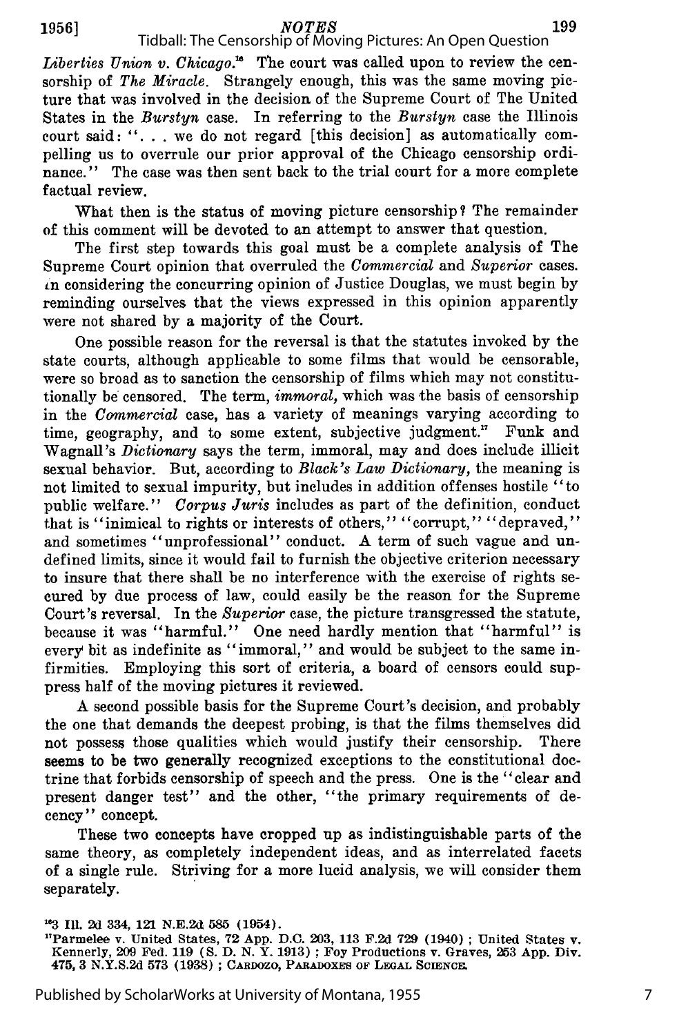*Liberties Union v. Chicago.*[16] The court was called upon to review the censorship of *The Miracle.* Strangely enough, this was the same moving picture that was involved in the decision of the Supreme Court of The United States in the *Burstyn* case. In referring to the *Burstyn* case the Illinois court said: ". . . we do not regard [this decision] as automatically compelling us to overrule our prior approval of the Chicago censorship ordinance." The case was then sent back to the trial court for a more complete factual review.

What then is the status of moving picture censorship? The remainder of this comment will be devoted to an attempt to answer that question.

The first step towards this goal must be a complete analysis of The Supreme Court opinion that overruled the *Commercial* and *Superior* cases. In considering the concurring opinion of Justice Douglas, we must begin by reminding ourselves that the views expressed in this opinion apparently were not shared by a majority of the Court.

One possible reason for the reversal is that the statutes invoked by the state courts, although applicable to some films that would be censorable, were so broad as to sanction the censorship of films which may not constitutionally be censored. The term, *immoral,* which was the basis of censorship in the *Commercial* case, has a variety of meanings varying according to time, geography, and to some extent, subjective judgment.[17] Funk and Wagnall's *Dictionary* says the term, immoral, may and does include illicit sexual behavior. But, according to *Black's Law Dictionary,* the meaning is not limited to sexual impurity, but includes in addition offenses hostile "to public welfare." *Corpus Juris* includes as part of the definition, conduct that is "inimical to rights or interests of others," "corrupt," "depraved," and sometimes "unprofessional" conduct. A term of such vague and undefined limits, since it would fail to furnish the objective criterion necessary to insure that there shall be no interference with the exercise of rights secured by due process of law, could easily be the reason for the Supreme Court's reversal. In the *Superior* case, the picture transgressed the statute, because it was "harmful." One need hardly mention that "harmful" is every bit as indefinite as "immoral," and would be subject to the same infirmities. Employing this sort of criteria, a board of censors could suppress half of the moving pictures it reviewed.

A second possible basis for the Supreme Court's decision, and probably the one that demands the deepest probing, is that the films themselves did not possess those qualities which would justify their censorship. There seems to be two generally recognized exceptions to the constitutional doctrine that forbids censorship of speech and the press. One is the "clear and present danger test" and the other, "the primary requirements of decency" concept.

These two concepts have cropped up as indistinguishable parts of the same theory, as completely independent ideas, and as interrelated facets of a single rule. Striving for a more lucid analysis, we will consider them separately.

[16] 3 Ill. 2d 334, 121 N.E.2d 585 (1954).

[17] Parmelee v. United States, 72 App. D.C. 203, 113 F.2d 729 (1940); United States v. Kennerly, 209 Fed. 119 (S. D. N. Y. 1913); Foy Productions v. Graves, 253 App. Div. 475, 3 N.Y.S.2d 573 (1938); CARDOZO, PARADOXES OF LEGAL SCIENCE.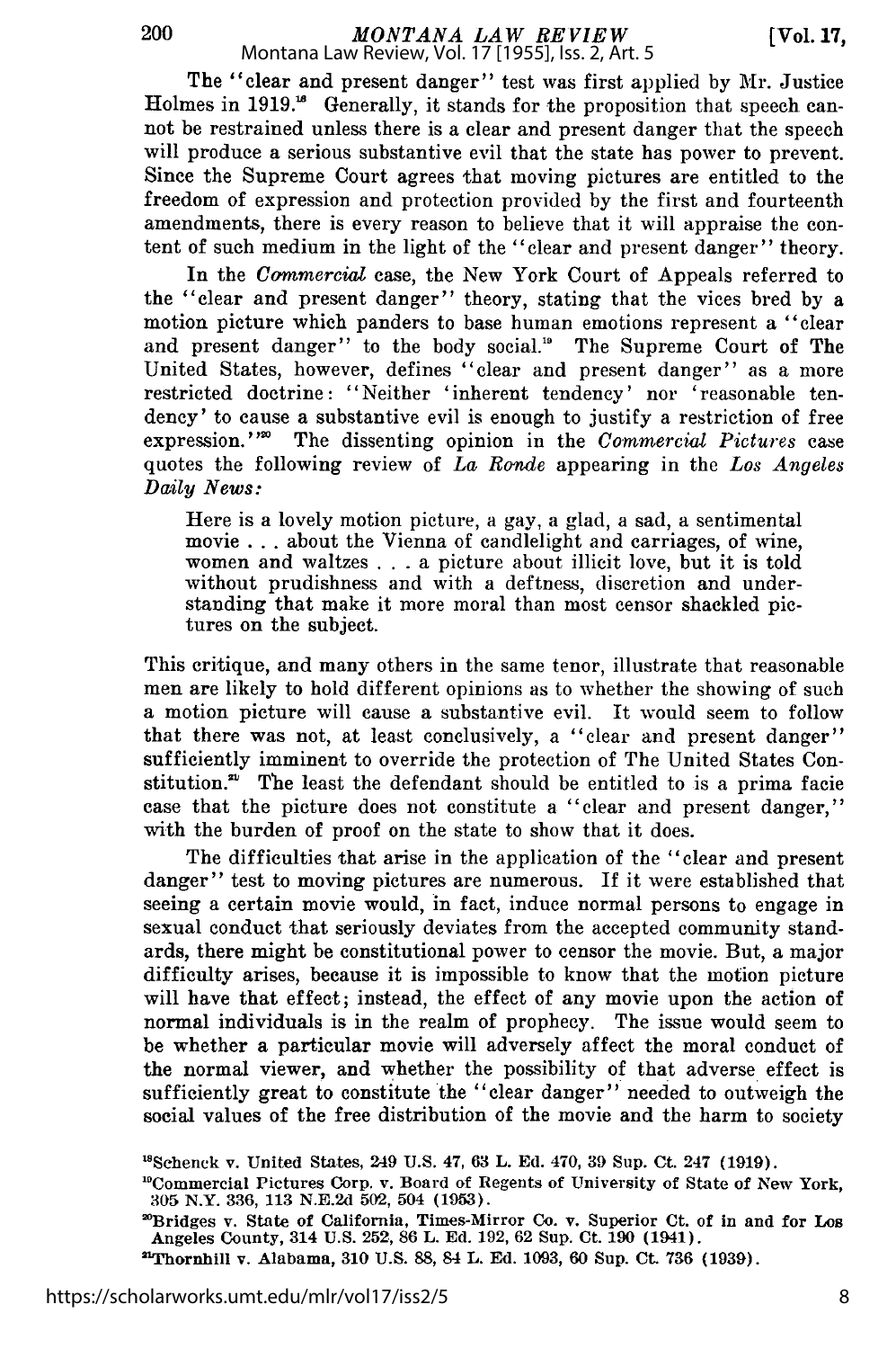The "clear and present danger" test was first applied by Mr. Justice Holmes in 1919.[18] Generally, it stands for the proposition that speech cannot be restrained unless there is a clear and present danger that the speech will produce a serious substantive evil that the state has power to prevent. Since the Supreme Court agrees that moving pictures are entitled to the freedom of expression and protection provided by the first and fourteenth amendments, there is every reason to believe that it will appraise the content of such medium in the light of the "clear and present danger" theory.

In the *Commercial* case, the New York Court of Appeals referred to the "clear and present danger" theory, stating that the vices bred by a motion picture which panders to base human emotions represent a "clear and present danger" to the body social.[19] The Supreme Court of The United States, however, defines "clear and present danger" as a more restricted doctrine: "Neither 'inherent tendency' nor 'reasonable tendency' to cause a substantive evil is enough to justify a restriction of free expression."[20] The dissenting opinion in the *Commercial Pictures* case quotes the following review of *La Ronde* appearing in the *Los Angeles Daily News:*

> Here is a lovely motion picture, a gay, a glad, a sad, a sentimental movie . . . about the Vienna of candlelight and carriages, of wine, women and waltzes . . . a picture about illicit love, but it is told without prudishness and with a deftness, discretion and understanding that make it more moral than most censor shackled pictures on the subject.

This critique, and many others in the same tenor, illustrate that reasonable men are likely to hold different opinions as to whether the showing of such a motion picture will cause a substantive evil. It would seem to follow that there was not, at least conclusively, a "clear and present danger" sufficiently imminent to override the protection of The United States Constitution.[21] The least the defendant should be entitled to is a prima facie case that the picture does not constitute a "clear and present danger," with the burden of proof on the state to show that it does.

The difficulties that arise in the application of the "clear and present danger" test to moving pictures are numerous. If it were established that seeing a certain movie would, in fact, induce normal persons to engage in sexual conduct that seriously deviates from the accepted community standards, there might be constitutional power to censor the movie. But, a major difficulty arises, because it is impossible to know that the motion picture will have that effect; instead, the effect of any movie upon the action of normal individuals is in the realm of prophecy. The issue would seem to be whether a particular movie will adversely affect the moral conduct of the normal viewer, and whether the possibility of that adverse effect is sufficiently great to constitute the "clear danger" needed to outweigh the social values of the free distribution of the movie and the harm to society

---

[18]Schenck v. United States, 249 U.S. 47, 63 L. Ed. 470, 39 Sup. Ct. 247 (1919).

[19]Commercial Pictures Corp. v. Board of Regents of University of State of New York, 305 N.Y. 336, 113 N.E.2d 502, 504 (1953).

[20]Bridges v. State of California, Times-Mirror Co. v. Superior Ct. of in and for Los Angeles County, 314 U.S. 252, 86 L. Ed. 192, 62 Sup. Ct. 190 (1941).

[21]Thornhill v. Alabama, 310 U.S. 88, 84 L. Ed. 1093, 60 Sup. Ct. 736 (1939).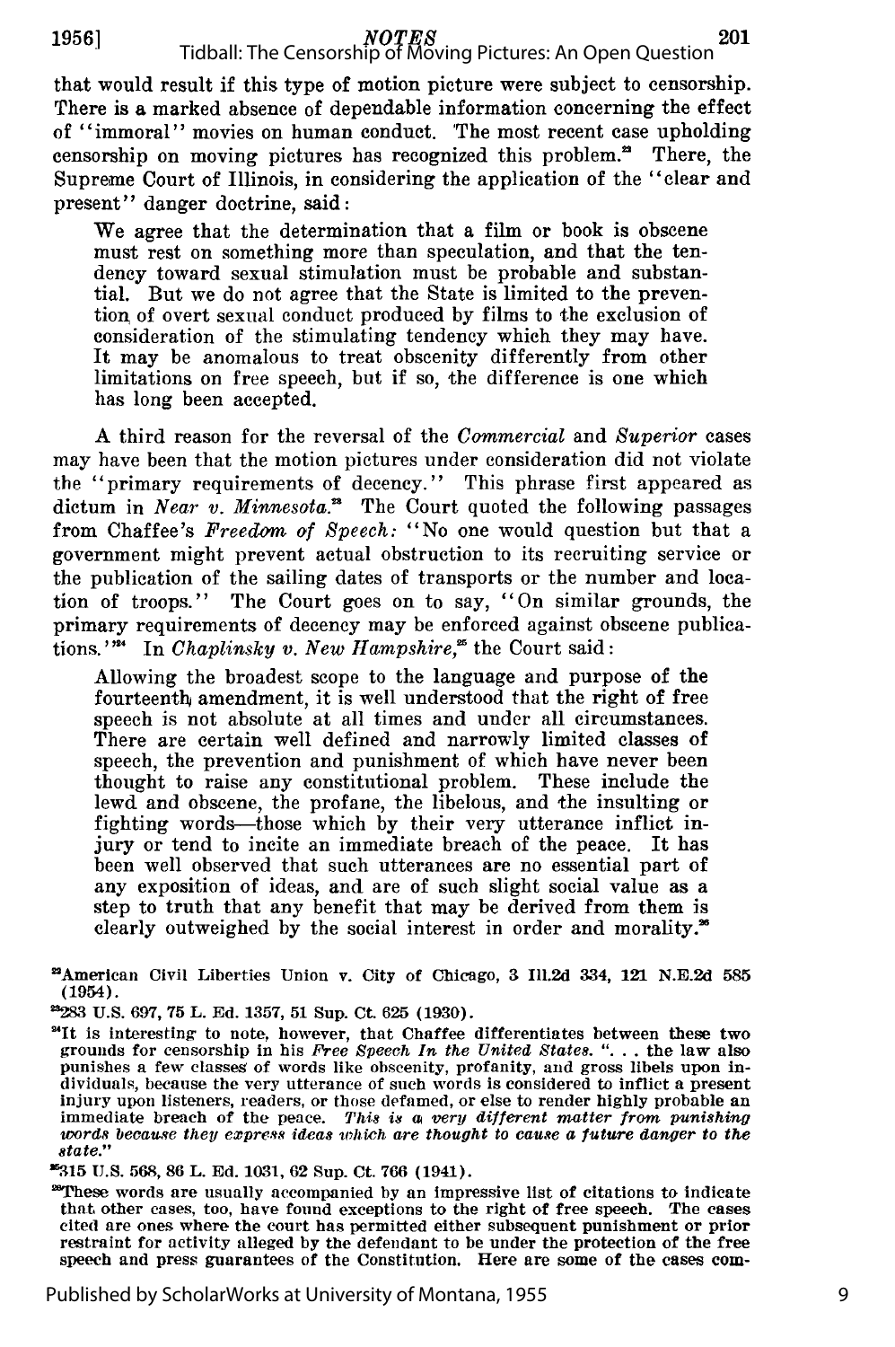that would result if this type of motion picture were subject to censorship. There is a marked absence of dependable information concerning the effect of "immoral" movies on human conduct. The most recent case upholding censorship on moving pictures has recognized this problem.[22] There, the Supreme Court of Illinois, in considering the application of the "clear and present" danger doctrine, said:

> We agree that the determination that a film or book is obscene must rest on something more than speculation, and that the tendency toward sexual stimulation must be probable and substantial. But we do not agree that the State is limited to the prevention of overt sexual conduct produced by films to the exclusion of consideration of the stimulating tendency which they may have. It may be anomalous to treat obscenity differently from other limitations on free speech, but if so, the difference is one which has long been accepted.

A third reason for the reversal of the *Commercial* and *Superior* cases may have been that the motion pictures under consideration did not violate the "primary requirements of decency." This phrase first appeared as dictum in *Near v. Minnesota*.[23] The Court quoted the following passages from Chaffee's *Freedom of Speech:* "No one would question but that a government might prevent actual obstruction to its recruiting service or the publication of the sailing dates of transports or the number and location of troops." The Court goes on to say, "On similar grounds, the primary requirements of decency may be enforced against obscene publications."[24] In *Chaplinsky v. New Hampshire*,[25] the Court said:

> Allowing the broadest scope to the language and purpose of the fourteenth amendment, it is well understood that the right of free speech is not absolute at all times and under all circumstances. There are certain well defined and narrowly limited classes of speech, the prevention and punishment of which have never been thought to raise any constitutional problem. These include the lewd and obscene, the profane, the libelous, and the insulting or fighting words—those which by their very utterance inflict injury or tend to incite an immediate breach of the peace. It has been well observed that such utterances are no essential part of any exposition of ideas, and are of such slight social value as a step to truth that any benefit that may be derived from them is clearly outweighed by the social interest in order and morality.[26]

---

[22]American Civil Liberties Union v. City of Chicago, 3 Ill.2d 334, 121 N.E.2d 585 (1954).

[23]283 U.S. 697, 75 L. Ed. 1357, 51 Sup. Ct. 625 (1930).

[24]It is interesting to note, however, that Chaffee differentiates between these two grounds for censorship in his *Free Speech In the United States*. ". . . the law also punishes a few classes of words like obscenity, profanity, and gross libels upon individuals, because the very utterance of such words is considered to inflict a present injury upon listeners, readers, or those defamed, or else to render highly probable an immediate breach of the peace. *This is a very different matter from punishing words because they express ideas which are thought to cause a future danger to the state.*"

[25]315 U.S. 568, 86 L. Ed. 1031, 62 Sup. Ct. 766 (1941).

[26]These words are usually accompanied by an impressive list of citations to indicate that other cases, too, have found exceptions to the right of free speech. The cases cited are ones where the court has permitted either subsequent punishment or prior restraint for activity alleged by the defendant to be under the protection of the free speech and press guarantees of the Constitution. Here are some of the cases com-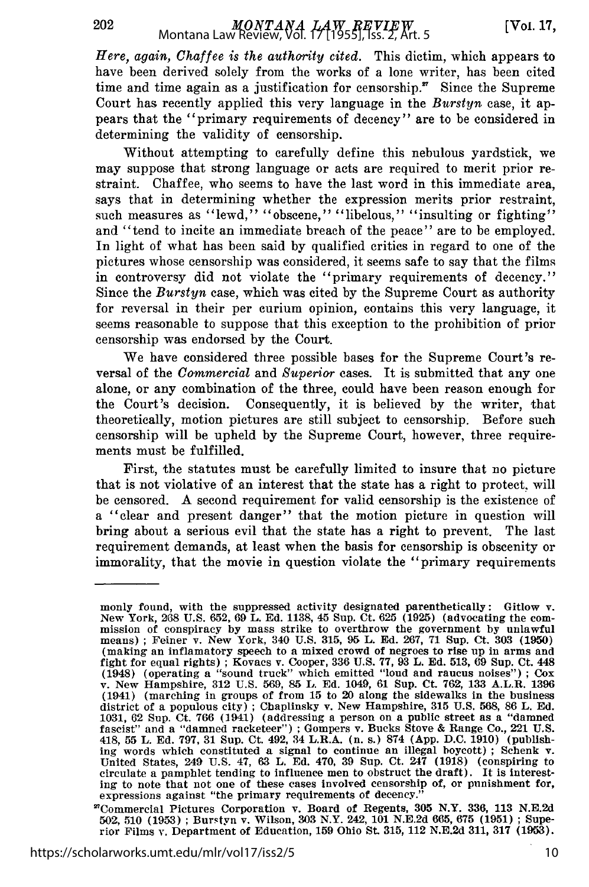*Here, again, Chaffee is the authority cited.* This dictim, which appears to have been derived solely from the works of a lone writer, has been cited time and time again as a justification for censorship.[27] Since the Supreme Court has recently applied this very language in the *Burstyn* case, it appears that the "primary requirements of decency" are to be considered in determining the validity of censorship.

Without attempting to carefully define this nebulous yardstick, we may suppose that strong language or acts are required to merit prior restraint. Chaffee, who seems to have the last word in this immediate area, says that in determining whether the expression merits prior restraint, such measures as "lewd," "obscene," "libelous," "insulting or fighting" and "tend to incite an immediate breach of the peace" are to be employed. In light of what has been said by qualified critics in regard to one of the pictures whose censorship was considered, it seems safe to say that the films in controversy did not violate the "primary requirements of decency." Since the *Burstyn* case, which was cited by the Supreme Court as authority for reversal in their per curium opinion, contains this very language, it seems reasonable to suppose that this exception to the prohibition of prior censorship was endorsed by the Court.

We have considered three possible bases for the Supreme Court's reversal of the *Commercial* and *Superior* cases. It is submitted that any one alone, or any combination of the three, could have been reason enough for the Court's decision. Consequently, it is believed by the writer, that theoretically, motion pictures are still subject to censorship. Before such censorship will be upheld by the Supreme Court, however, three requirements must be fulfilled.

First, the statutes must be carefully limited to insure that no picture that is not violative of an interest that the state has a right to protect, will be censored. A second requirement for valid censorship is the existence of a "clear and present danger" that the motion picture in question will bring about a serious evil that the state has a right to prevent. The last requirement demands, at least when the basis for censorship is obscenity or immorality, that the movie in question violate the "primary requirements

---

monly found, with the suppressed activity designated parenthetically: Gitlow v. New York, 268 U.S. 652, 69 L. Ed. 1138, 45 Sup. Ct. 625 (1925) (advocating the commission of conspiracy by mass strike to overthrow the government by unlawful means); Feiner v. New York, 340 U.S. 315, 95 L. Ed. 267, 71 Sup. Ct. 303 (1950) (making an inflamatory speech to a mixed crowd of negroes to rise up in arms and fight for equal rights); Kovacs v. Cooper, 336 U.S. 77, 93 L. Ed. 513, 69 Sup. Ct. 448 (1948) (operating a "sound truck" which emitted "loud and raucus noises"); Cox v. New Hampshire, 312 U.S. 569, 85 L. Ed. 1049, 61 Sup. Ct. 762, 133 A.L.R. 1396 (1941) (marching in groups of from 15 to 20 along the sidewalks in the business district of a populous city); Chaplinsky v. New Hampshire, 315 U.S. 568, 86 L. Ed. 1031, 62 Sup. Ct. 766 (1941) (addressing a person on a public street as a "damned fascist" and a "damned racketeer"); Gompers v. Bucks Stove & Range Co., 221 U.S. 418, 55 L. Ed. 797, 31 Sup. Ct. 492, 34 L.R.A. (n. s.) 874 (App. D.C. 1910) (publishing words which constituted a signal to continue an illegal boycott); Schenk v. United States, 249 U.S. 47, 63 L. Ed. 470, 39 Sup. Ct. 247 (1918) (conspiring to circulate a pamphlet tending to influence men to obstruct the draft). It is interesting to note that not one of these cases involved censorship of, or punishment for, expressions against "the primary requirements of decency."

[27]Commercial Pictures Corporation v. Board of Regents, 305 N.Y. 336, 113 N.E.2d 502, 510 (1953); Burstyn v. Wilson, 303 N.Y. 242, 101 N.E.2d 665, 675 (1951); Superior Films v. Department of Education, 159 Ohio St. 315, 112 N.E.2d 311, 317 (1953).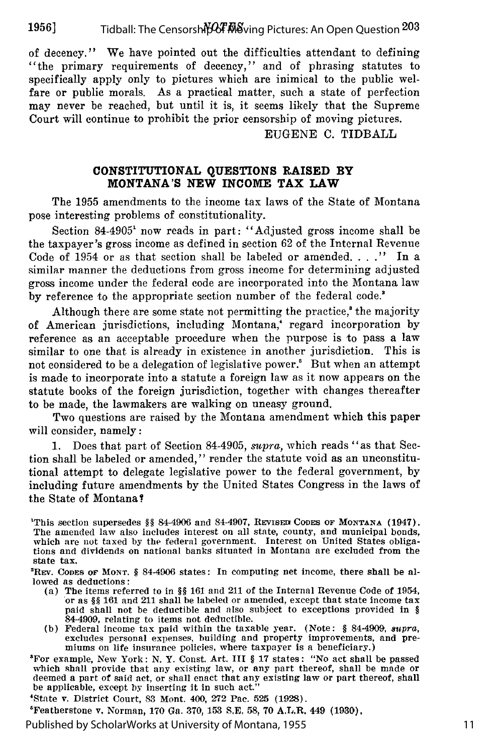of decency." We have pointed out the difficulties attendant to defining "the primary requirements of decency," and of phrasing statutes to specifically apply only to pictures which are inimical to the public welfare or public morals. As a practical matter, such a state of perfection may never be reached, but until it is, it seems likely that the Supreme Court will continue to prohibit the prior censorship of moving pictures.

EUGENE C. TIDBALL

## CONSTITUTIONAL QUESTIONS RAISED BY MONTANA'S NEW INCOME TAX LAW

The 1955 amendments to the income tax laws of the State of Montana pose interesting problems of constitutionality.

Section 84-4905[1] now reads in part: "Adjusted gross income shall be the taxpayer's gross income as defined in section 62 of the Internal Revenue Code of 1954 or as that section shall be labeled or amended. . . ." In a similar manner the deductions from gross income for determining adjusted gross income under the federal code are incorporated into the Montana law by reference to the appropriate section number of the federal code.[2]

Although there are some state not permitting the practice,[3] the majority of American jurisdictions, including Montana,[4] regard incorporation by reference as an acceptable procedure when the purpose is to pass a law similar to one that is already in existence in another jurisdiction. This is not considered to be a delegation of legislative power.[5] But when an attempt is made to incorporate into a statute a foreign law as it now appears on the statute books of the foreign jurisdiction, together with changes thereafter to be made, the lawmakers are walking on uneasy ground.

Two questions are raised by the Montana amendment which this paper will consider, namely:

1. Does that part of Section 84-4905, *supra*, which reads "as that Section shall be labeled or amended," render the statute void as an unconstitutional attempt to delegate legislative power to the federal government, by including future amendments by the United States Congress in the laws of the State of Montana?

[1]This section supersedes §§ 84-4906 and 84-4907, REVISED CODES OF MONTANA (1947). The amended law also includes interest on all state, county, and municipal bonds, which are not taxed by the federal government. Interest on United States obligations and dividends on national banks situated in Montana are excluded from the state tax.

[2]REV. CODES OF MONT. § 84-4906 states: In computing net income, there shall be allowed as deductions:

(a) The items referred to in §§ 161 and 211 of the Internal Revenue Code of 1954, or as §§ 161 and 211 shall be labeled or amended, except that state income tax paid shall not be deductible and also subject to exceptions provided in § 84-4909, relating to items not deductible.

(b) Federal income tax paid within the taxable year. (Note: § 84-4909, *supra*, excludes personal expenses, building and property improvements, and premiums on life insurance policies, where taxpayer is a beneficiary.)

[3]For example, New York: N. Y. Const. Art. III § 17 states: "No act shall be passed which shall provide that any existing law, or any part thereof, shall be made or deemed a part of said act, or shall enact that any existing law or part thereof, shall be applicable, except by inserting it in such act."

[4]State v. District Court, 83 Mont. 400, 272 Pac. 525 (1928).

[5]Featherstone v. Norman, 170 Ga. 370, 153 S.E. 58, 70 A.L.R. 449 (1930).